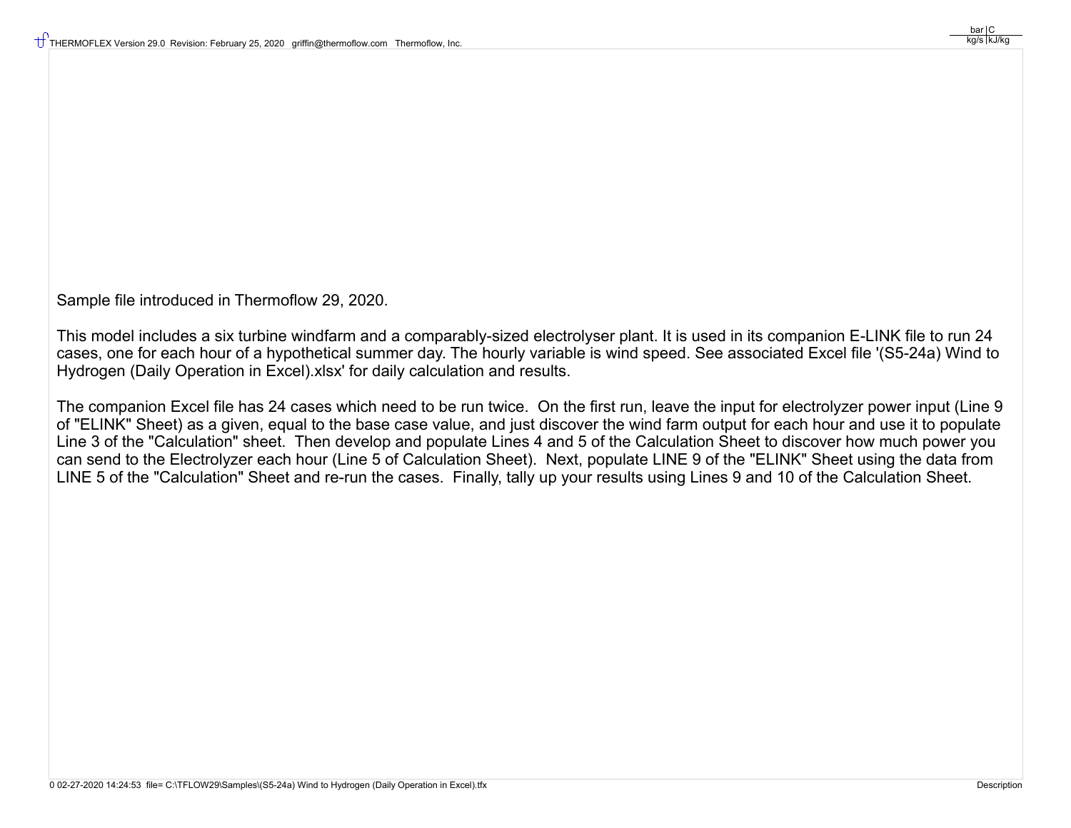Sample file introduced in Thermoflow 29, 2020.

This model includes a six turbine windfarm and a comparably-sized electrolyser plant. It is used in its companion E-LINK file to run 24 cases, one for each hour of a hypothetical summer day. The hourly variable is wind speed. See associated Excel file '(S5-24a) Wind to Hydrogen (Daily Operation in Excel).xlsx' for daily calculation and results.

The companion Excel file has 24 cases which need to be run twice. On the first run, leave the input for electrolyzer power input (Line 9 of "ELINK" Sheet) as a given, equal to the base case value, and just discover the wind farm output for each hour and use it to populate Line 3 of the "Calculation" sheet. Then develop and populate Lines 4 and 5 of the Calculation Sheet to discover how much power you can send to the Electrolyzer each hour (Line 5 of Calculation Sheet). Next, populate LINE 9 of the "ELINK" Sheet using the data from LINE 5 of the "Calculation" Sheet and re-run the cases. Finally, tally up your results using Lines 9 and 10 of the Calculation Sheet.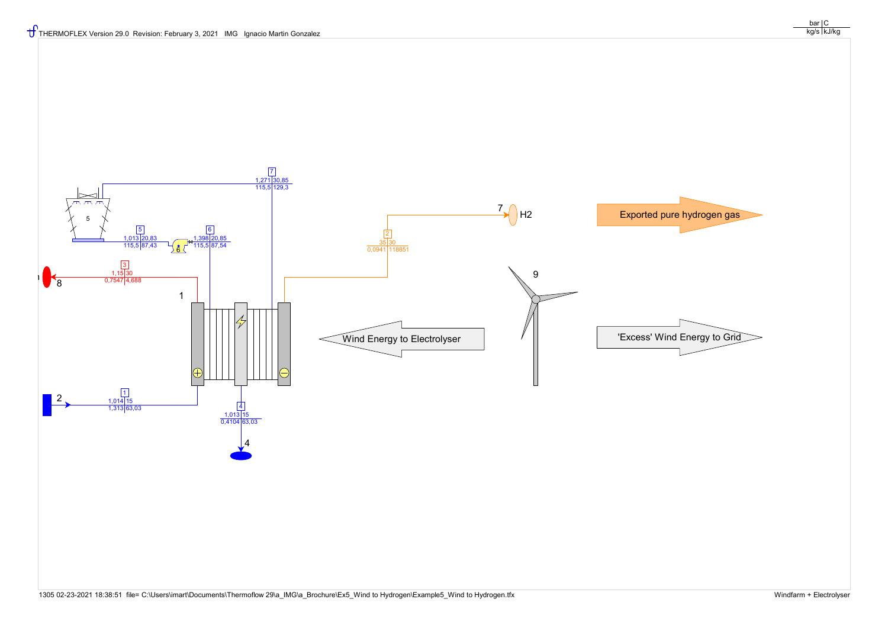THERMOFLEX Version 29.0 Revision: February 3, 2021 IMG Ignacio Martin Gonzalez

| bar | C |
| --- | --- |
| kg/s | kJ/kg |

| Stream | Pressure (bar) | Temperature (C) | Mass flow (kg/s) | Enthalpy (kJ/kg) |
| --- | --- | --- | --- | --- |
| 1 | 1,014 | 15 | 1,313 | 63,03 |
| 2 | 35 | 30 | 0,0941 | 118851 |
| 3 | 1,15 | 30 | 0,7547 | 4,688 |
| 4 | 1,013 | 15 | 0,4104 | 63,03 |
| 5 | 1,013 | 20,83 | 115,5 | 87,43 |
| 6 | 1,398 | 20,85 | 115,5 | 87,54 |
| 7 | 1,271 | 30,85 | 115,5 | 129,3 |

7 H2

Exported pure hydrogen gas

Wind Energy to Electrolyser

'Excess' Wind Energy to Grid

1305 02-23-2021 18:38:51 file= C:\Users\imart\Documents\Thermoflow 29\a_IMG\a_Brochure\Ex5_Wind to Hydrogen\Example5_Wind to Hydrogen.tfx

Windfarm + Electrolyser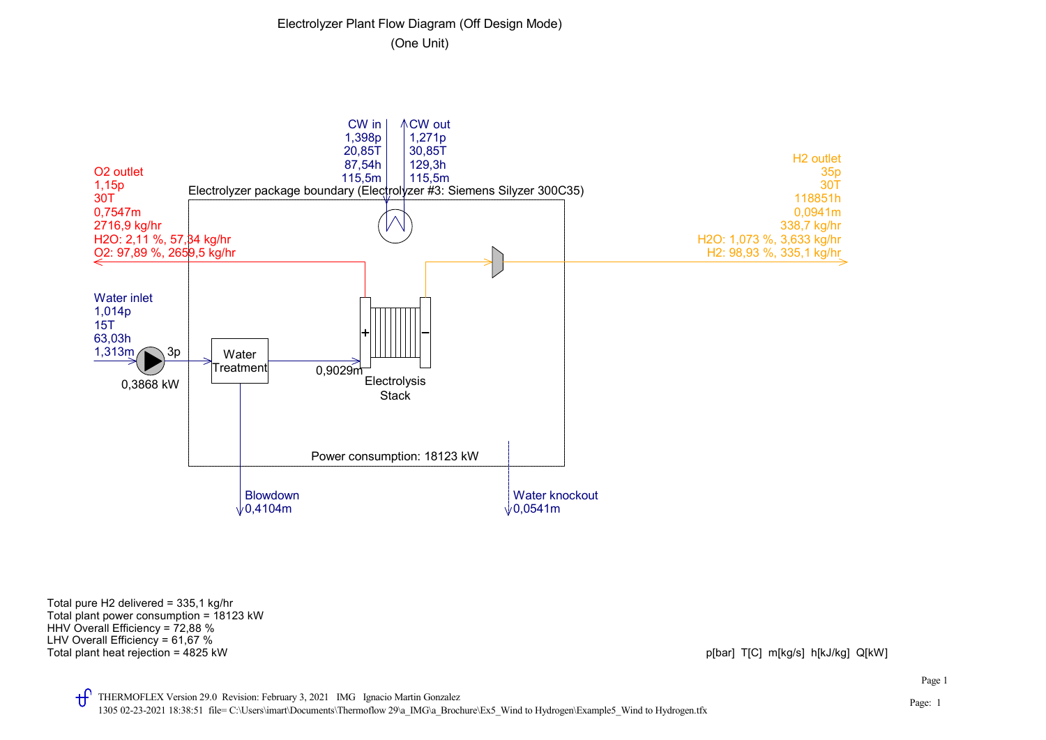# Electrolyzer Plant Flow Diagram (Off Design Mode)

(One Unit)

**CW in**
1,398p
20,85T
87,54h
115,5m

**CW out**
1,271p
30,85T
129,3h
115,5m

**O2 outlet**
1,15p
30T
0,7547m
2716,9 kg/hr
$H_2O$: 2,11 %, 57,34 kg/hr
$O_2$: 97,89 %, 2659,5 kg/hr

Electrolyzer package boundary (Electrolyzer #3: Siemens Silyzer 300C35)

**H2 outlet**
35p
30T
118851h
0,0941m
338,7 kg/hr
$H_2O$: 1,073 %, 3,633 kg/hr
$H_2$: 98,93 %, 335,1 kg/hr

**Water inlet**
1,014p
15T
63,03h
1,313m

3p

0,3868 kW

Water Treatment

0,9029m

Electrolysis Stack

Power consumption: 18123 kW

**Blowdown**
0,4104m

**Water knockout**
0,0541m

Total pure H2 delivered = 335,1 kg/hr
Total plant power consumption = 18123 kW
HHV Overall Efficiency = 72,88 %
LHV Overall Efficiency = 61,67 %
Total plant heat rejection = 4825 kW

p[bar] T[C] m[kg/s] h[kJ/kg] Q[kW]

THERMOFLEX Version 29.0 Revision: February 3, 2021 IMG Ignacio Martin Gonzalez
1305 02-23-2021 18:38:51 file= C:\Users\imart\Documents\Thermoflow 29\a_IMG\a_Brochure\Ex5_Wind to Hydrogen\Example5_Wind to Hydrogen.tfx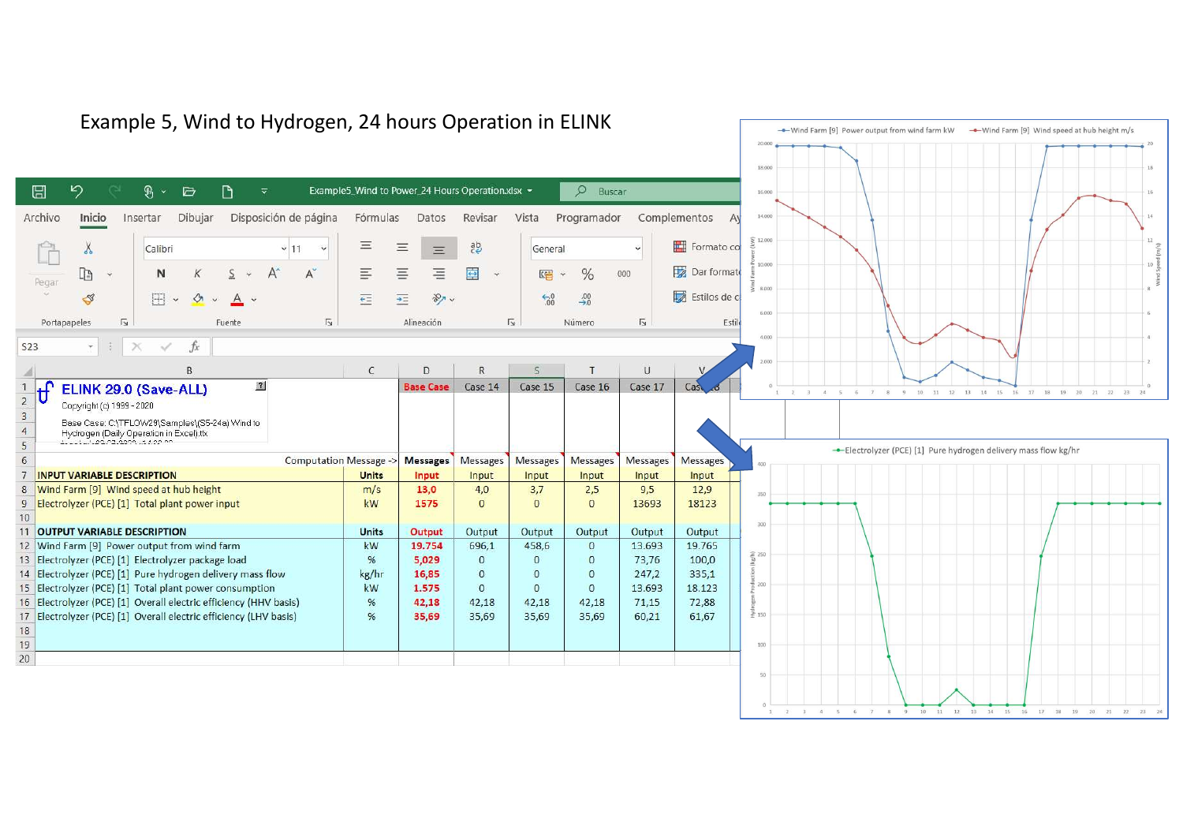# Example 5, Wind to Hydrogen, 24 hours Operation in ELINK

Example5_Wind to Power_24 Hours Operation.xlsx

ELINK 29.0 (Save-ALL)

Copyright (c) 1999 - 2020

Base Case: C:\TFLOW29\Samples\(S5-24a) Wind to Hydrogen (Daily Operation in Excel).ttx

| | B | C | D | R | S | T | U | V |
|---|---|---|---|---|---|---|---|---|
| 1 | | | Base Case | Case 14 | Case 15 | Case 16 | Case 17 | Case 18 |
| 6 | Computation Message -> | | Messages | Messages | Messages | Messages | Messages | Messages |
| 7 | INPUT VARIABLE DESCRIPTION | Units | Input | Input | Input | Input | Input | Input |
| 8 | Wind Farm [9] Wind speed at hub height | m/s | 13,0 | 4,0 | 3,7 | 2,5 | 9,5 | 12,9 |
| 9 | Electrolyzer (PCE) [1] Total plant power input | kW | 1575 | 0 | 0 | 0 | 13693 | 18123 |
| 11 | OUTPUT VARIABLE DESCRIPTION | Units | Output | Output | Output | Output | Output | Output |
| 12 | Wind Farm [9] Power output from wind farm | kW | 19.754 | 696,1 | 458,6 | 0 | 13.693 | 19.765 |
| 13 | Electrolyzer (PCE) [1] Electrolyzer package load | % | 5,029 | 0 | 0 | 0 | 73,76 | 100,0 |
| 14 | Electrolyzer (PCE) [1] Pure hydrogen delivery mass flow | kg/hr | 16,85 | 0 | 0 | 0 | 247,2 | 335,1 |
| 15 | Electrolyzer (PCE) [1] Total plant power consumption | kW | 1.575 | 0 | 0 | 0 | 13.693 | 18.123 |
| 16 | Electrolyzer (PCE) [1] Overall electric efficiency (HHV basis) | % | 42,18 | 42,18 | 42,18 | 42,18 | 71,15 | 72,88 |
| 17 | Electrolyzer (PCE) [1] Overall electric efficiency (LHV basis) | % | 35,69 | 35,69 | 35,69 | 35,69 | 60,21 | 61,67 |

Wind Farm [9] Power output from wind farm kW
Wind Farm [9] Wind speed at hub height m/s
Wind Farm Power (kW)
Wind Speed (m/s)

Electrolyzer (PCE) [1] Pure hydrogen delivery mass flow kg/hr
Hydrogen Production (kg/h)